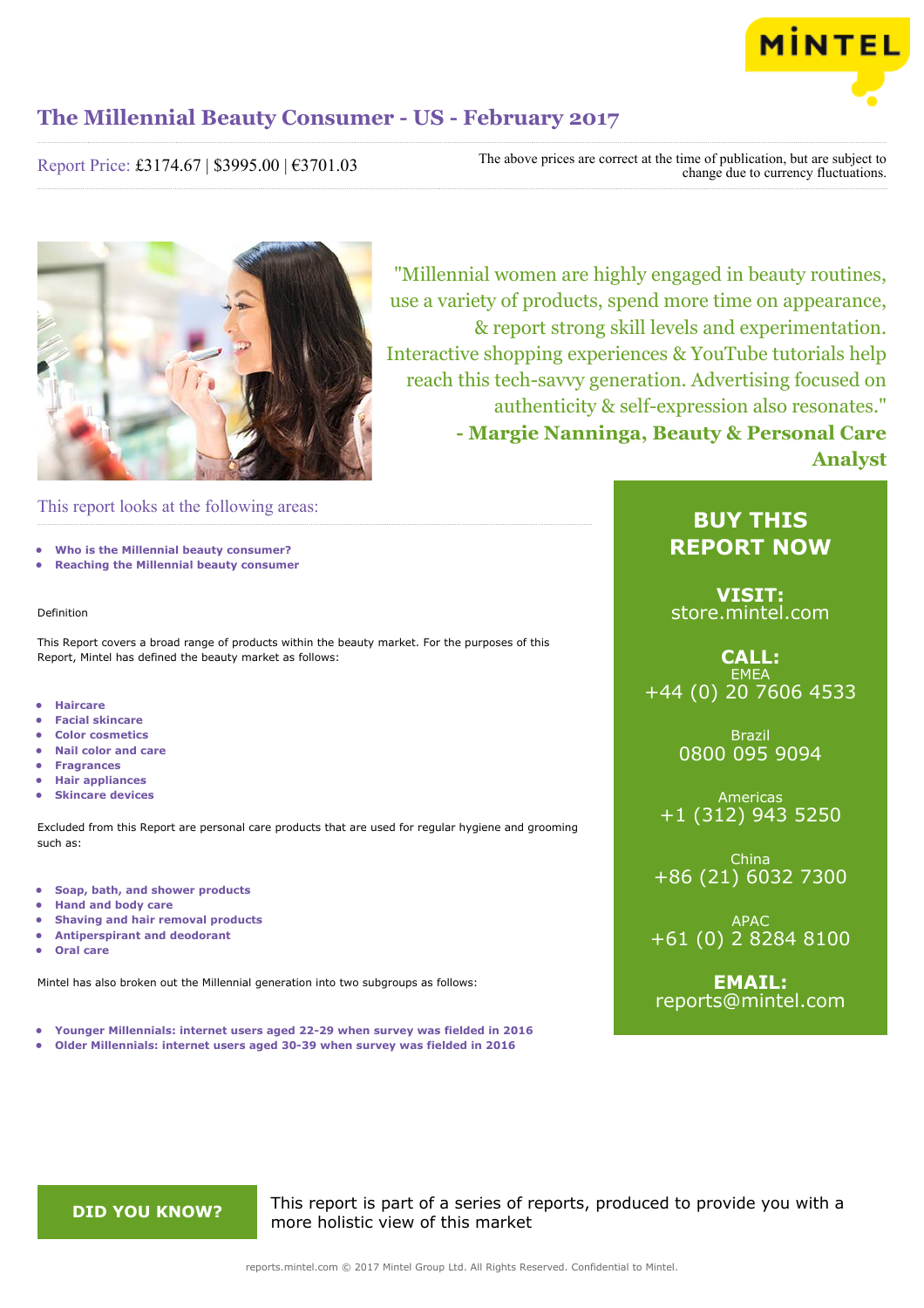# The Millennial Beauty Consumer - US - February 2017

Report Price: £3174.67 | $3995.00 | €3701.03

The above prices are correct at the time of publication, but are subject to change due to currency fluctuations.

"Millennial women are highly engaged in beauty routines, use a variety of products, spend more time on appearance, & report strong skill levels and experimentation. Interactive shopping experiences & YouTube tutorials help reach this tech-savvy generation. Advertising focused on authenticity & self-expression also resonates."
**- Margie Nanninga, Beauty & Personal Care Analyst**

## This report looks at the following areas:

- **Who is the Millennial beauty consumer?**
- **Reaching the Millennial beauty consumer**

Definition

This Report covers a broad range of products within the beauty market. For the purposes of this Report, Mintel has defined the beauty market as follows:

- **Haircare**
- **Facial skincare**
- **Color cosmetics**
- **Nail color and care**
- **Fragrances**
- **Hair appliances**
- **Skincare devices**

Excluded from this Report are personal care products that are used for regular hygiene and grooming such as:

- **Soap, bath, and shower products**
- **Hand and body care**
- **Shaving and hair removal products**
- **Antiperspirant and deodorant**
- **Oral care**

Mintel has also broken out the Millennial generation into two subgroups as follows:

- **Younger Millennials: internet users aged 22-29 when survey was fielded in 2016**
- **Older Millennials: internet users aged 30-39 when survey was fielded in 2016**

**BUY THIS REPORT NOW**

**VISIT:**
store.mintel.com

**CALL:**

EMEA
+44 (0) 20 7606 4533

Brazil
0800 095 9094

Americas
+1 (312) 943 5250

China
+86 (21) 6032 7300

APAC
+61 (0) 2 8284 8100

**EMAIL:**
reports@mintel.com

**DID YOU KNOW?**

This report is part of a series of reports, produced to provide you with a more holistic view of this market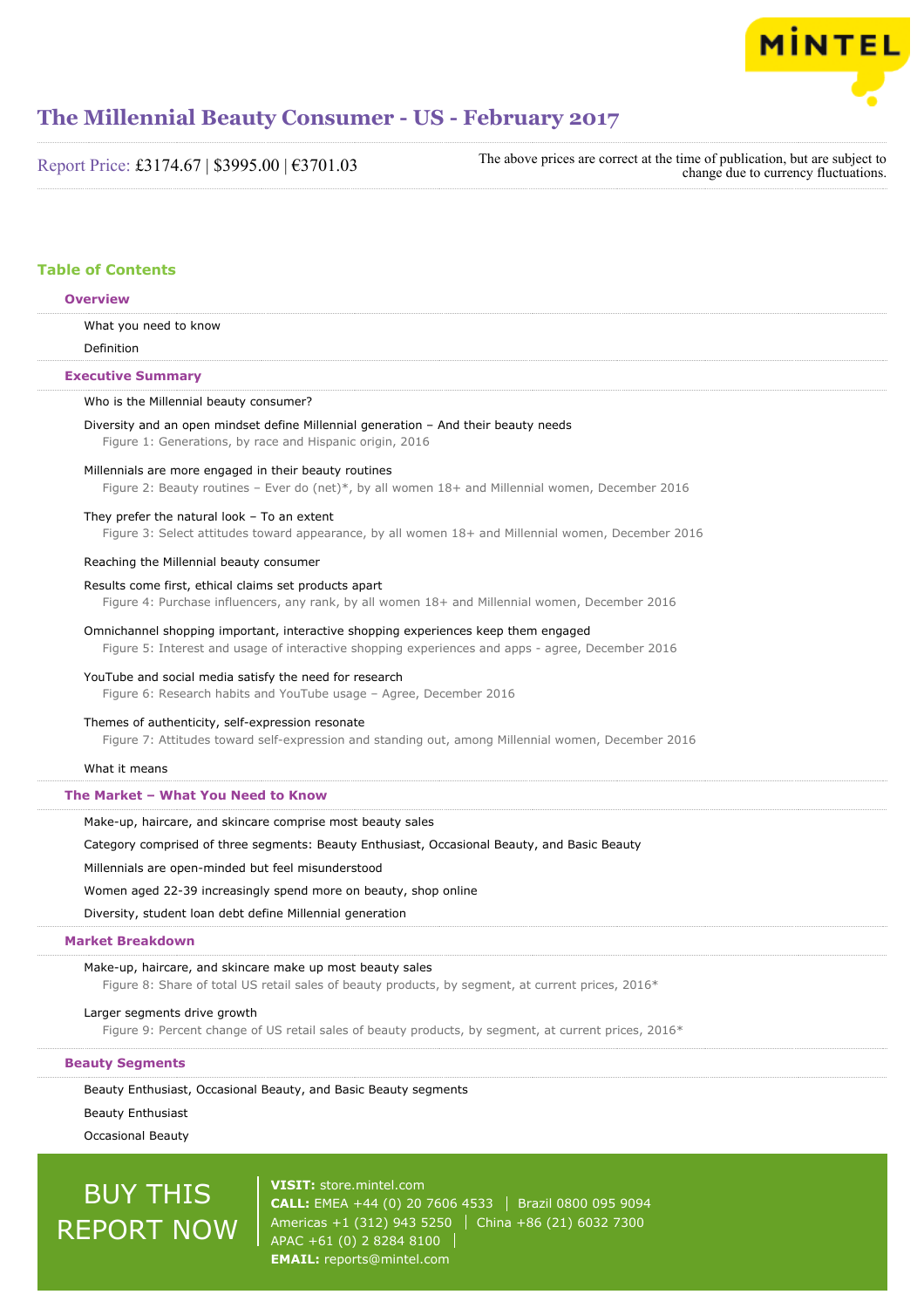// The Millennial Beauty Consumer - US - February 2017

Report Price: £3174.67 | $3995.00 | €3701.03

The above prices are correct at the time of publication, but are subject to change due to currency fluctuations.

## Table of Contents

### Overview

What you need to know

Definition

### Executive Summary

Who is the Millennial beauty consumer?

Diversity and an open mindset define Millennial generation – And their beauty needs

Figure 1: Generations, by race and Hispanic origin, 2016

Millennials are more engaged in their beauty routines

Figure 2: Beauty routines – Ever do (net)*, by all women 18+ and Millennial women, December 2016

They prefer the natural look – To an extent

Figure 3: Select attitudes toward appearance, by all women 18+ and Millennial women, December 2016

Reaching the Millennial beauty consumer

Results come first, ethical claims set products apart

Figure 4: Purchase influencers, any rank, by all women 18+ and Millennial women, December 2016

Omnichannel shopping important, interactive shopping experiences keep them engaged

Figure 5: Interest and usage of interactive shopping experiences and apps - agree, December 2016

YouTube and social media satisfy the need for research

Figure 6: Research habits and YouTube usage – Agree, December 2016

Themes of authenticity, self-expression resonate

Figure 7: Attitudes toward self-expression and standing out, among Millennial women, December 2016

What it means

### The Market – What You Need to Know

Make-up, haircare, and skincare comprise most beauty sales

Category comprised of three segments: Beauty Enthusiast, Occasional Beauty, and Basic Beauty

Millennials are open-minded but feel misunderstood

Women aged 22-39 increasingly spend more on beauty, shop online

Diversity, student loan debt define Millennial generation

### Market Breakdown

Make-up, haircare, and skincare make up most beauty sales

Figure 8: Share of total US retail sales of beauty products, by segment, at current prices, 2016*

Larger segments drive growth

Figure 9: Percent change of US retail sales of beauty products, by segment, at current prices, 2016*

### Beauty Segments

Beauty Enthusiast, Occasional Beauty, and Basic Beauty segments

Beauty Enthusiast

Occasional Beauty

BUY THIS REPORT NOW

**VISIT:** store.mintel.com
**CALL:** EMEA +44 (0) 20 7606 4533 | Brazil 0800 095 9094
Americas +1 (312) 943 5250 | China +86 (21) 6032 7300
APAC +61 (0) 2 8284 8100 |
**EMAIL:** reports@mintel.com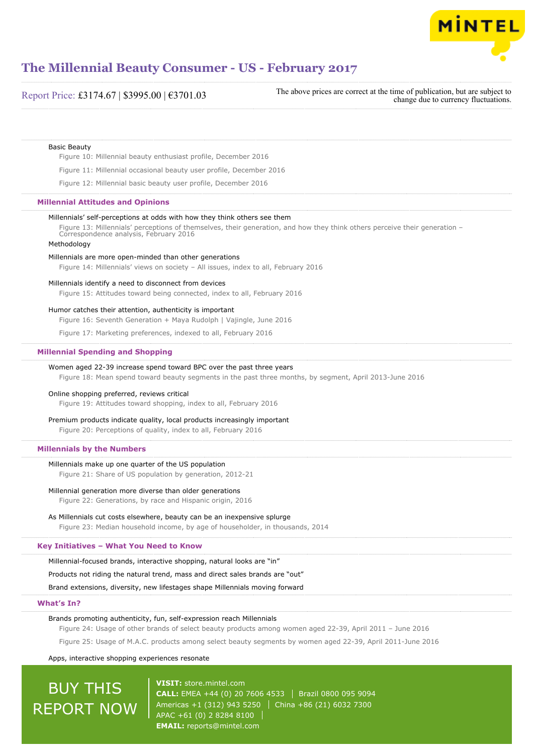Basic Beauty

Figure 10: Millennial beauty enthusiast profile, December 2016

Figure 11: Millennial occasional beauty user profile, December 2016

Figure 12: Millennial basic beauty user profile, December 2016

### Millennial Attitudes and Opinions

Millennials' self-perceptions at odds with how they think others see them

Figure 13: Millennials' perceptions of themselves, their generation, and how they think others perceive their generation – Correspondence analysis, February 2016

Methodology

Millennials are more open-minded than other generations

Figure 14: Millennials' views on society – All issues, index to all, February 2016

Millennials identify a need to disconnect from devices

Figure 15: Attitudes toward being connected, index to all, February 2016

Humor catches their attention, authenticity is important

Figure 16: Seventh Generation + Maya Rudolph | Vajingle, June 2016

Figure 17: Marketing preferences, indexed to all, February 2016

### Millennial Spending and Shopping

Women aged 22-39 increase spend toward BPC over the past three years

Figure 18: Mean spend toward beauty segments in the past three months, by segment, April 2013-June 2016

Online shopping preferred, reviews critical

Figure 19: Attitudes toward shopping, index to all, February 2016

Premium products indicate quality, local products increasingly important

Figure 20: Perceptions of quality, index to all, February 2016

### Millennials by the Numbers

Millennials make up one quarter of the US population

Figure 21: Share of US population by generation, 2012-21

Millennial generation more diverse than older generations

Figure 22: Generations, by race and Hispanic origin, 2016

As Millennials cut costs elsewhere, beauty can be an inexpensive splurge

Figure 23: Median household income, by age of householder, in thousands, 2014

### Key Initiatives – What You Need to Know

Millennial-focused brands, interactive shopping, natural looks are "in"

Products not riding the natural trend, mass and direct sales brands are "out"

Brand extensions, diversity, new lifestages shape Millennials moving forward

### What's In?

Brands promoting authenticity, fun, self-expression reach Millennials

Figure 24: Usage of other brands of select beauty products among women aged 22-39, April 2011 – June 2016

Figure 25: Usage of M.A.C. products among select beauty segments by women aged 22-39, April 2011-June 2016

Apps, interactive shopping experiences resonate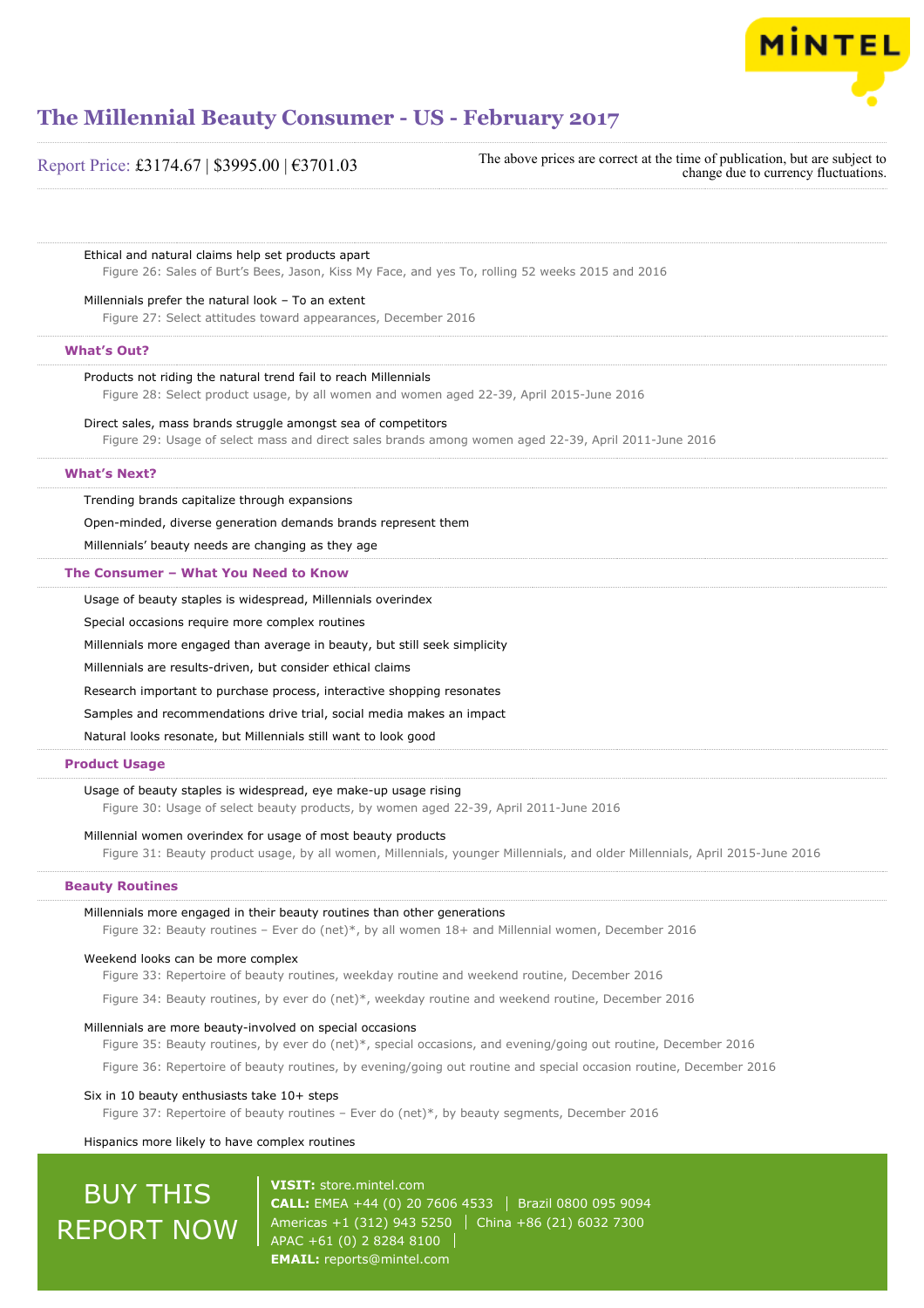Ethical and natural claims help set products apart

Figure 26: Sales of Burt's Bees, Jason, Kiss My Face, and yes To, rolling 52 weeks 2015 and 2016

Millennials prefer the natural look – To an extent

Figure 27: Select attitudes toward appearances, December 2016

## What's Out?

Products not riding the natural trend fail to reach Millennials

Figure 28: Select product usage, by all women and women aged 22-39, April 2015-June 2016

Direct sales, mass brands struggle amongst sea of competitors

Figure 29: Usage of select mass and direct sales brands among women aged 22-39, April 2011-June 2016

## What's Next?

Trending brands capitalize through expansions

Open-minded, diverse generation demands brands represent them

Millennials' beauty needs are changing as they age

## The Consumer – What You Need to Know

Usage of beauty staples is widespread, Millennials overindex

Special occasions require more complex routines

Millennials more engaged than average in beauty, but still seek simplicity

Millennials are results-driven, but consider ethical claims

Research important to purchase process, interactive shopping resonates

Samples and recommendations drive trial, social media makes an impact

Natural looks resonate, but Millennials still want to look good

## Product Usage

Usage of beauty staples is widespread, eye make-up usage rising

Figure 30: Usage of select beauty products, by women aged 22-39, April 2011-June 2016

Millennial women overindex for usage of most beauty products

Figure 31: Beauty product usage, by all women, Millennials, younger Millennials, and older Millennials, April 2015-June 2016

## Beauty Routines

Millennials more engaged in their beauty routines than other generations

Figure 32: Beauty routines – Ever do (net)*, by all women 18+ and Millennial women, December 2016

Weekend looks can be more complex

Figure 33: Repertoire of beauty routines, weekday routine and weekend routine, December 2016

Figure 34: Beauty routines, by ever do (net)*, weekday routine and weekend routine, December 2016

Millennials are more beauty-involved on special occasions

Figure 35: Beauty routines, by ever do (net)*, special occasions, and evening/going out routine, December 2016

Figure 36: Repertoire of beauty routines, by evening/going out routine and special occasion routine, December 2016

Six in 10 beauty enthusiasts take 10+ steps

Figure 37: Repertoire of beauty routines – Ever do (net)*, by beauty segments, December 2016

Hispanics more likely to have complex routines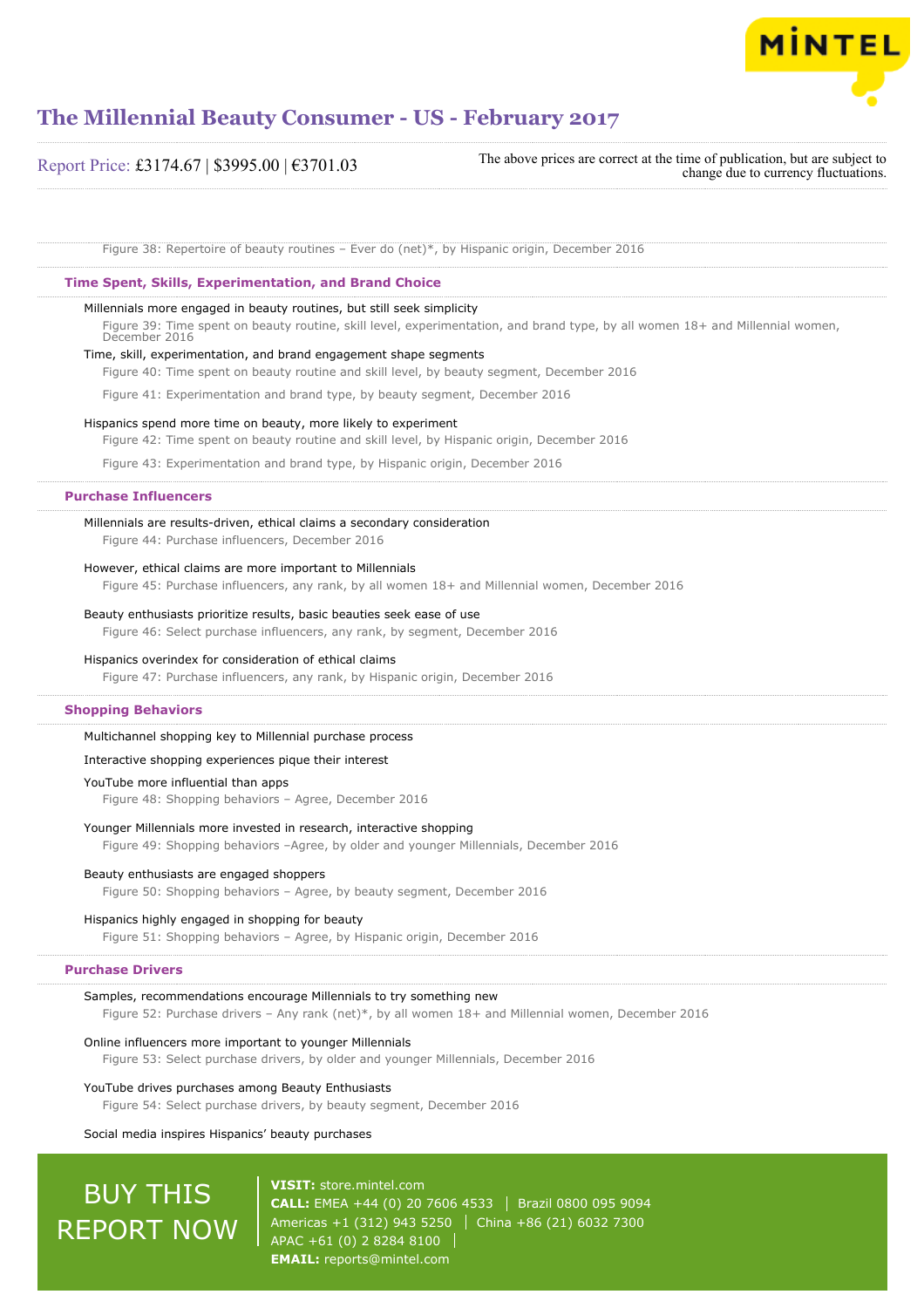Figure 38: Repertoire of beauty routines – Ever do (net)*, by Hispanic origin, December 2016

### Time Spent, Skills, Experimentation, and Brand Choice

Millennials more engaged in beauty routines, but still seek simplicity

Figure 39: Time spent on beauty routine, skill level, experimentation, and brand type, by all women 18+ and Millennial women, December 2016

Time, skill, experimentation, and brand engagement shape segments

Figure 40: Time spent on beauty routine and skill level, by beauty segment, December 2016

Figure 41: Experimentation and brand type, by beauty segment, December 2016

Hispanics spend more time on beauty, more likely to experiment

Figure 42: Time spent on beauty routine and skill level, by Hispanic origin, December 2016

Figure 43: Experimentation and brand type, by Hispanic origin, December 2016

### Purchase Influencers

Millennials are results-driven, ethical claims a secondary consideration

Figure 44: Purchase influencers, December 2016

However, ethical claims are more important to Millennials

Figure 45: Purchase influencers, any rank, by all women 18+ and Millennial women, December 2016

Beauty enthusiasts prioritize results, basic beauties seek ease of use

Figure 46: Select purchase influencers, any rank, by segment, December 2016

Hispanics overindex for consideration of ethical claims

Figure 47: Purchase influencers, any rank, by Hispanic origin, December 2016

### Shopping Behaviors

Multichannel shopping key to Millennial purchase process

Interactive shopping experiences pique their interest

YouTube more influential than apps

Figure 48: Shopping behaviors – Agree, December 2016

Younger Millennials more invested in research, interactive shopping

Figure 49: Shopping behaviors –Agree, by older and younger Millennials, December 2016

Beauty enthusiasts are engaged shoppers

Figure 50: Shopping behaviors – Agree, by beauty segment, December 2016

Hispanics highly engaged in shopping for beauty

Figure 51: Shopping behaviors – Agree, by Hispanic origin, December 2016

### Purchase Drivers

Samples, recommendations encourage Millennials to try something new

Figure 52: Purchase drivers – Any rank (net)*, by all women 18+ and Millennial women, December 2016

Online influencers more important to younger Millennials

Figure 53: Select purchase drivers, by older and younger Millennials, December 2016

YouTube drives purchases among Beauty Enthusiasts

Figure 54: Select purchase drivers, by beauty segment, December 2016

Social media inspires Hispanics' beauty purchases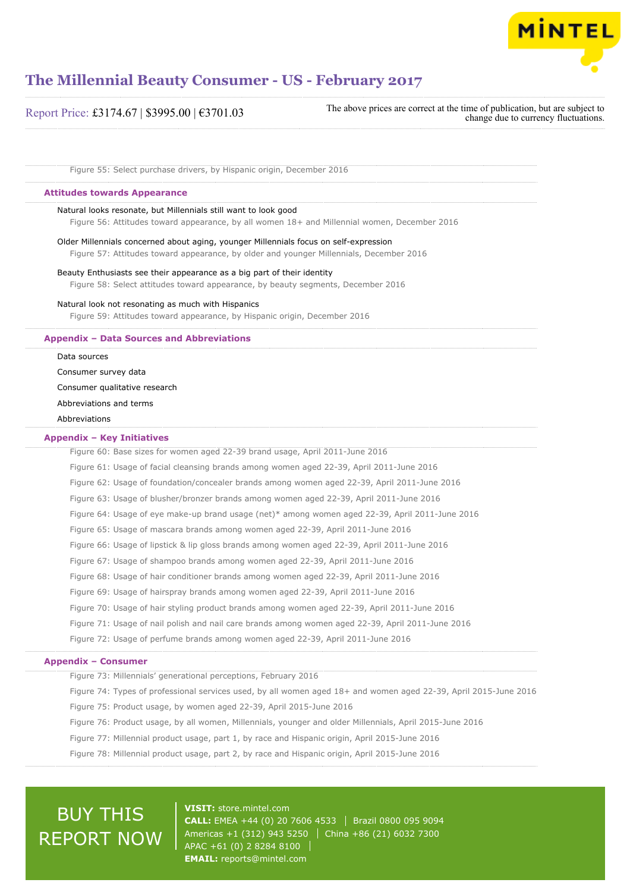Figure 55: Select purchase drivers, by Hispanic origin, December 2016

## Attitudes towards Appearance

Natural looks resonate, but Millennials still want to look good

Figure 56: Attitudes toward appearance, by all women 18+ and Millennial women, December 2016

Older Millennials concerned about aging, younger Millennials focus on self-expression

Figure 57: Attitudes toward appearance, by older and younger Millennials, December 2016

Beauty Enthusiasts see their appearance as a big part of their identity

Figure 58: Select attitudes toward appearance, by beauty segments, December 2016

Natural look not resonating as much with Hispanics

Figure 59: Attitudes toward appearance, by Hispanic origin, December 2016

## Appendix – Data Sources and Abbreviations

Data sources

Consumer survey data

Consumer qualitative research

Abbreviations and terms

Abbreviations

## Appendix – Key Initiatives

Figure 60: Base sizes for women aged 22-39 brand usage, April 2011-June 2016

Figure 61: Usage of facial cleansing brands among women aged 22-39, April 2011-June 2016

Figure 62: Usage of foundation/concealer brands among women aged 22-39, April 2011-June 2016

Figure 63: Usage of blusher/bronzer brands among women aged 22-39, April 2011-June 2016

Figure 64: Usage of eye make-up brand usage (net)* among women aged 22-39, April 2011-June 2016

Figure 65: Usage of mascara brands among women aged 22-39, April 2011-June 2016

Figure 66: Usage of lipstick & lip gloss brands among women aged 22-39, April 2011-June 2016

Figure 67: Usage of shampoo brands among women aged 22-39, April 2011-June 2016

Figure 68: Usage of hair conditioner brands among women aged 22-39, April 2011-June 2016

Figure 69: Usage of hairspray brands among women aged 22-39, April 2011-June 2016

Figure 70: Usage of hair styling product brands among women aged 22-39, April 2011-June 2016

Figure 71: Usage of nail polish and nail care brands among women aged 22-39, April 2011-June 2016

Figure 72: Usage of perfume brands among women aged 22-39, April 2011-June 2016

## Appendix – Consumer

Figure 73: Millennials' generational perceptions, February 2016

Figure 74: Types of professional services used, by all women aged 18+ and women aged 22-39, April 2015-June 2016

Figure 75: Product usage, by women aged 22-39, April 2015-June 2016

Figure 76: Product usage, by all women, Millennials, younger and older Millennials, April 2015-June 2016

Figure 77: Millennial product usage, part 1, by race and Hispanic origin, April 2015-June 2016

Figure 78: Millennial product usage, part 2, by race and Hispanic origin, April 2015-June 2016